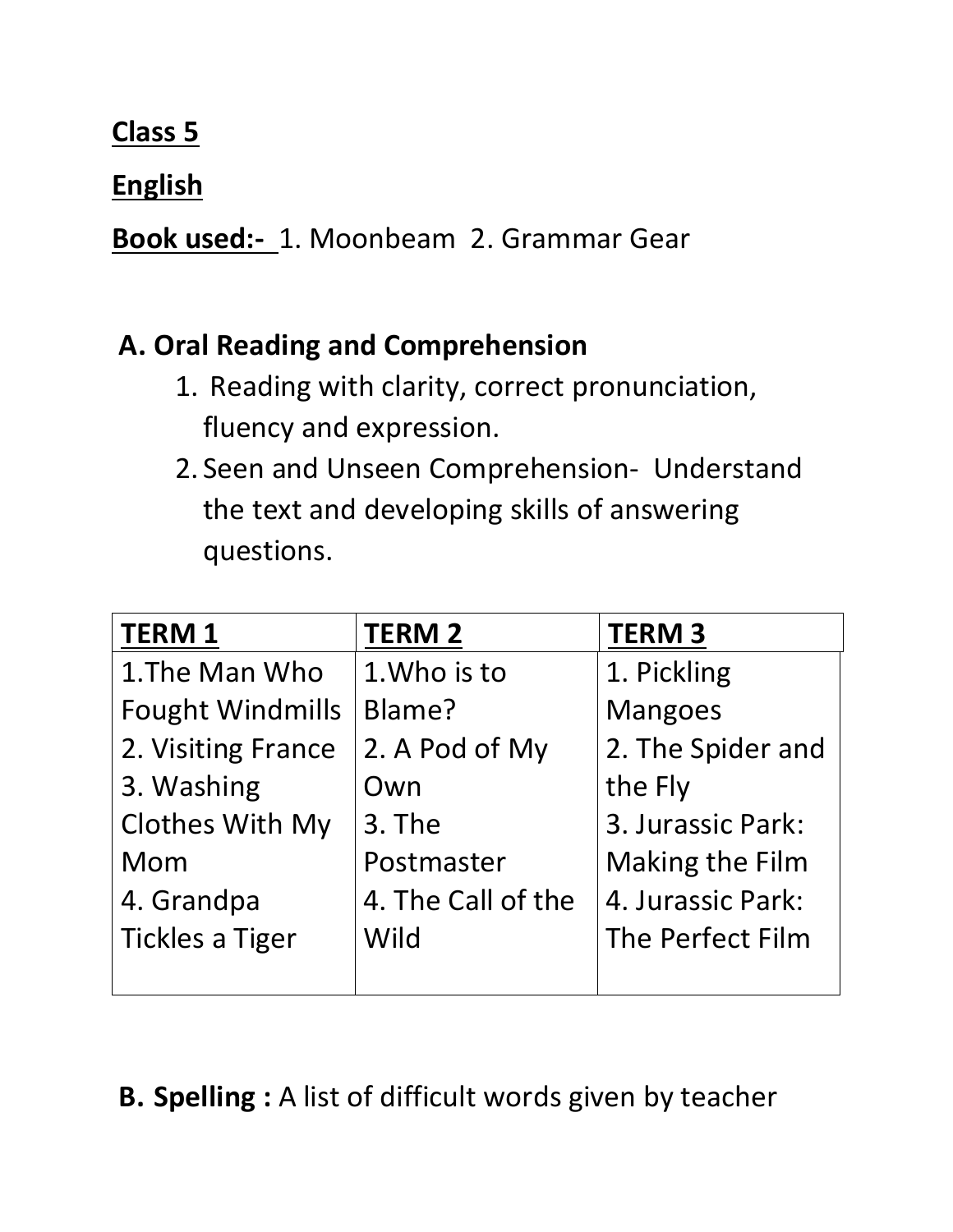**Class 5**

**English**

**Book used:-** 1. Moonbeam 2. Grammar Gear

## A. Oral Reading and Comprehension

1. Reading with clarity, correct pronunciation, fluency and expression.
2. Seen and Unseen Comprehension- Understand the text and developing skills of answering questions.

| TERM 1 | TERM 2 | TERM 3 |
|---|---|---|
| 1.The Man Who Fought Windmills<br>2. Visiting France<br>3. Washing Clothes With My Mom<br>4. Grandpa Tickles a Tiger | 1.Who is to Blame?<br>2. A Pod of My Own<br>3. The Postmaster<br>4. The Call of the Wild | 1. Pickling Mangoes<br>2. The Spider and the Fly<br>3. Jurassic Park: Making the Film<br>4. Jurassic Park: The Perfect Film |

**B. Spelling :** A list of difficult words given by teacher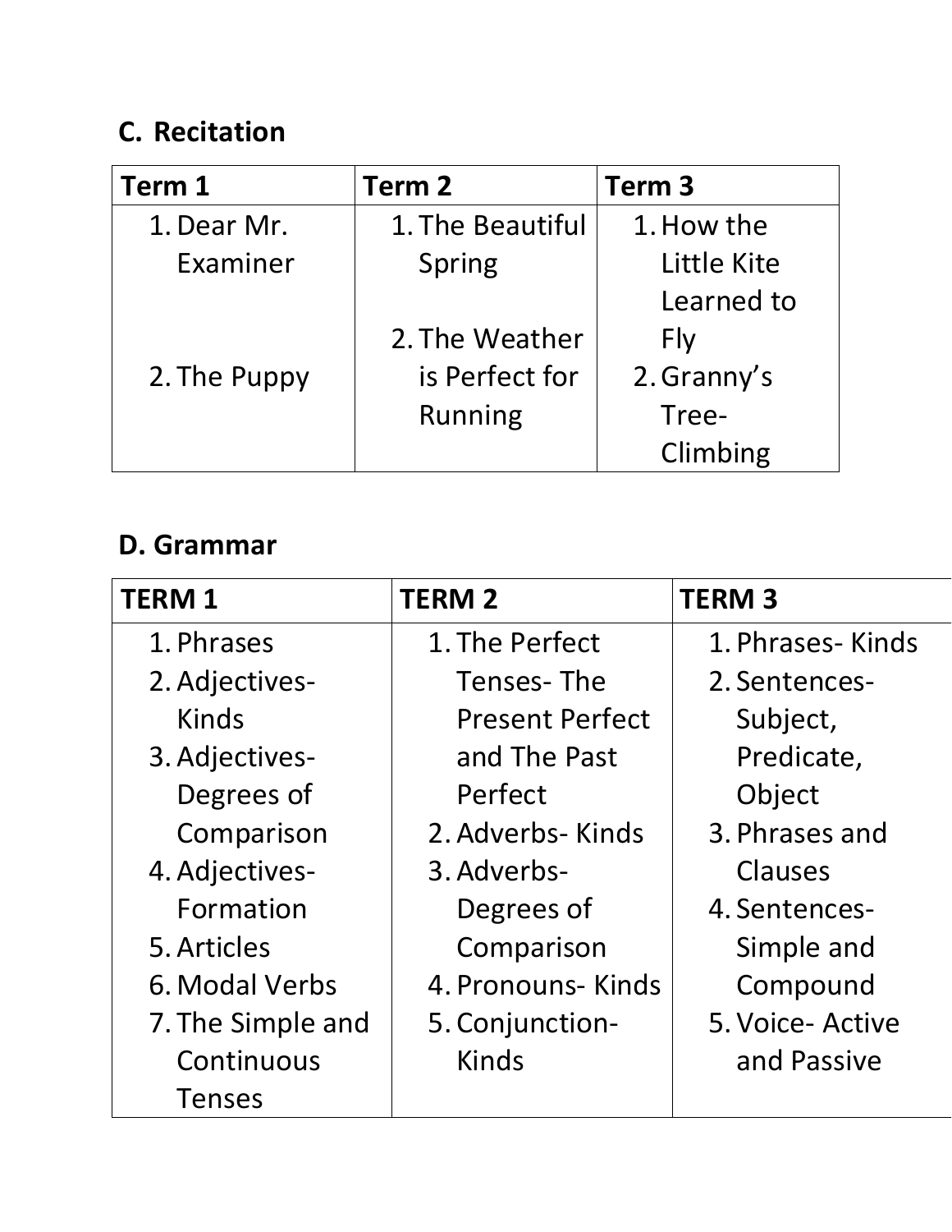## C. Recitation

| Term 1 | Term 2 | Term 3 |
|---|---|---|
| 1. Dear Mr. Examiner<br>2. The Puppy | 1. The Beautiful Spring<br>2. The Weather is Perfect for Running | 1. How the Little Kite Learned to Fly<br>2. Granny's Tree-Climbing |

## D. Grammar

| TERM 1 | TERM 2 | TERM 3 |
|---|---|---|
| 1. Phrases<br>2. Adjectives- Kinds<br>3. Adjectives- Degrees of Comparison<br>4. Adjectives- Formation<br>5. Articles<br>6. Modal Verbs<br>7. The Simple and Continuous Tenses | 1. The Perfect Tenses- The Present Perfect and The Past Perfect<br>2. Adverbs- Kinds<br>3. Adverbs- Degrees of Comparison<br>4. Pronouns- Kinds<br>5. Conjunction- Kinds | 1. Phrases- Kinds<br>2. Sentences- Subject, Predicate, Object<br>3. Phrases and Clauses<br>4. Sentences- Simple and Compound<br>5. Voice- Active and Passive |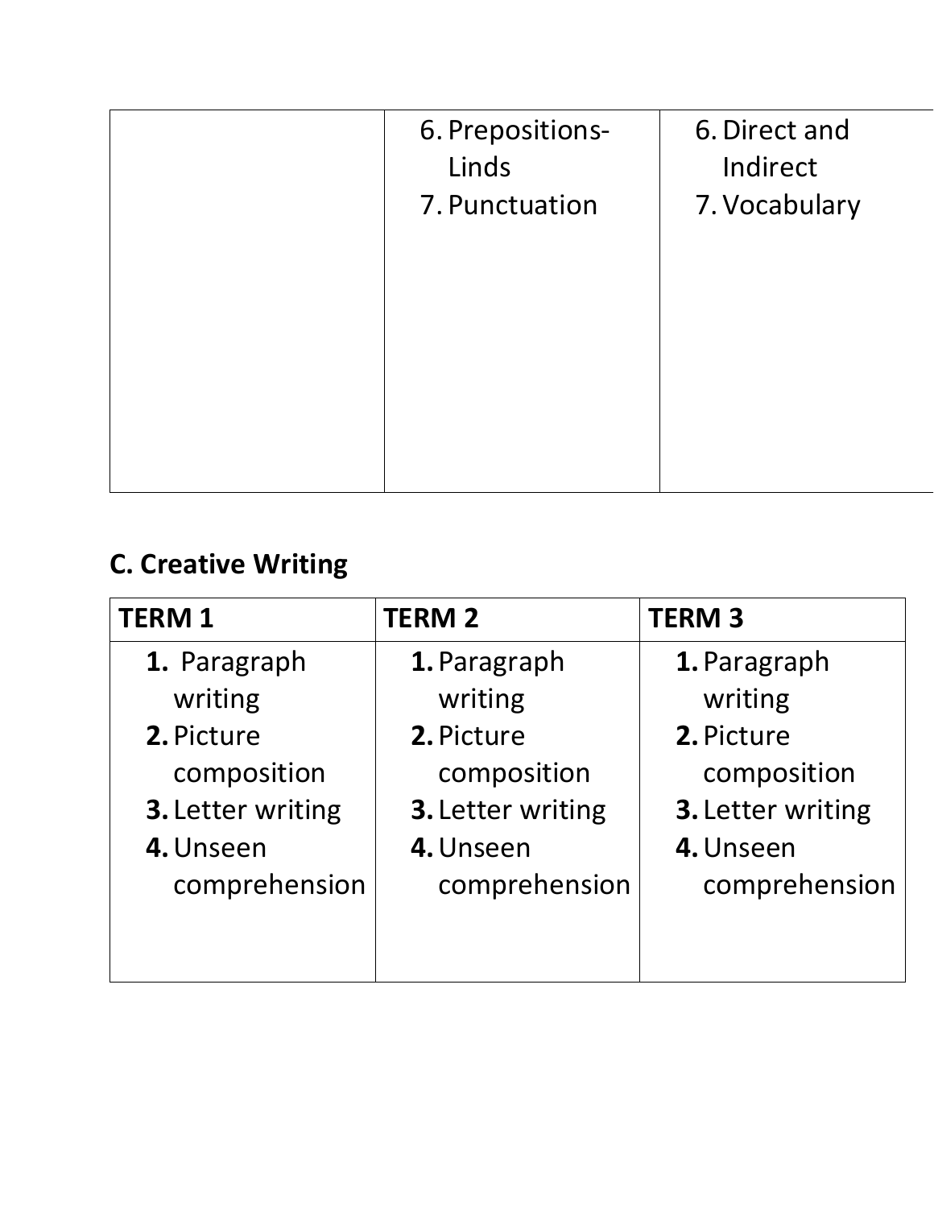|  | 6. Prepositions-Linds<br>7. Punctuation | 6. Direct and Indirect<br>7. Vocabulary |
|---|---|---|

## C. Creative Writing

| TERM 1 | TERM 2 | TERM 3 |
|---|---|---|
| **1.** Paragraph writing<br>**2.** Picture composition<br>**3.** Letter writing<br>**4.** Unseen comprehension | **1.** Paragraph writing<br>**2.** Picture composition<br>**3.** Letter writing<br>**4.** Unseen comprehension | **1.** Paragraph writing<br>**2.** Picture composition<br>**3.** Letter writing<br>**4.** Unseen comprehension |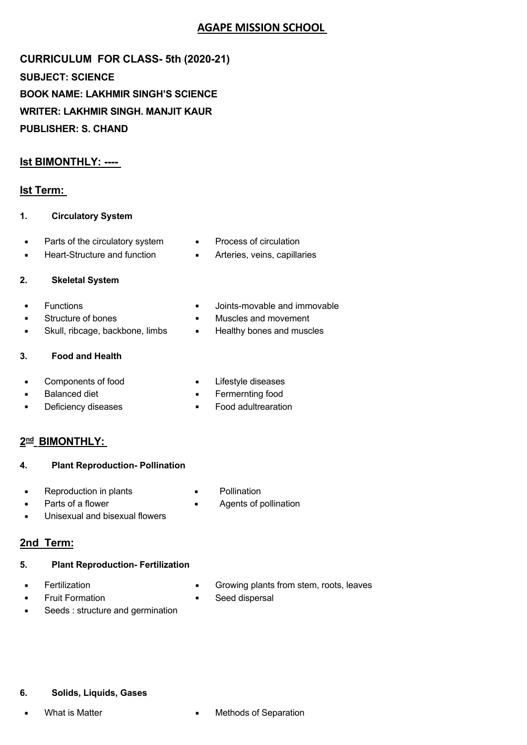# AGAPE MISSION SCHOOL

**CURRICULUM FOR CLASS- 5th (2020-21)**

**SUBJECT: SCIENCE**

**BOOK NAME: LAKHMIR SINGH'S SCIENCE**

**WRITER: LAKHMIR SINGH. MANJIT KAUR**

**PUBLISHER: S. CHAND**

## Ist BIMONTHLY: ----

## Ist Term:

**1. Circulatory System**

- Parts of the circulatory system
- Heart-Structure and function
- Process of circulation
- Arteries, veins, capillaries

**2. Skeletal System**

- Functions
- Structure of bones
- Skull, ribcage, backbone, limbs
- Joints-movable and immovable
- Muscles and movement
- Healthy bones and muscles

**3. Food and Health**

- Components of food
- Balanced diet
- Deficiency diseases
- Lifestyle diseases
- Fermernting food
- Food adultrearation

## 2nd BIMONTHLY:

**4. Plant Reproduction- Pollination**

- Reproduction in plants
- Parts of a flower
- Unisexual and bisexual flowers
- Pollination
- Agents of pollination

## 2nd Term:

**5. Plant Reproduction- Fertilization**

- Fertilization
- Fruit Formation
- Seeds : structure and germination
- Growing plants from stem, roots, leaves
- Seed dispersal

**6. Solids, Liquids, Gases**

- What is Matter
- Methods of Separation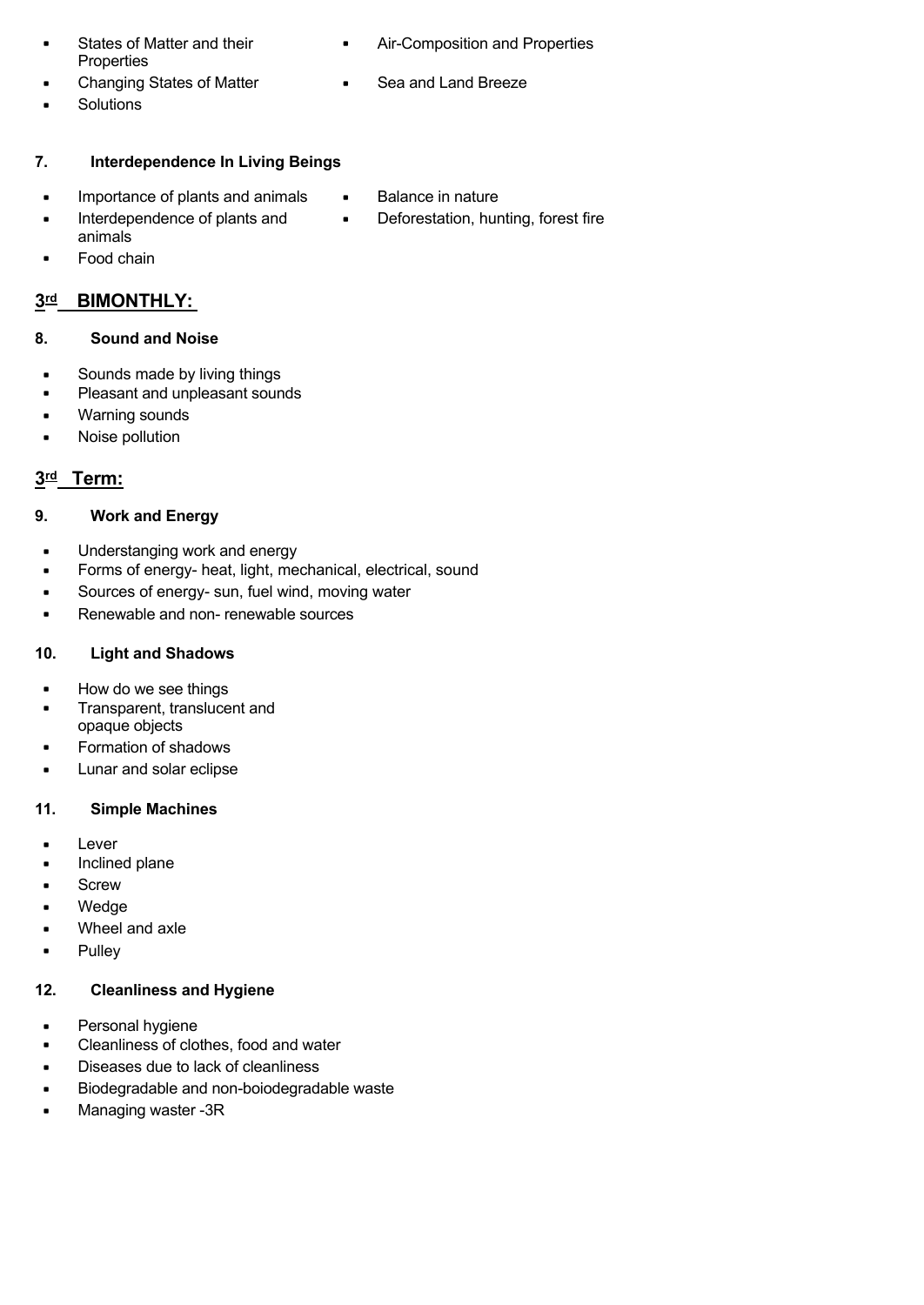- States of Matter and their Properties
- Changing States of Matter
- Solutions
- Air-Composition and Properties
- Sea and Land Breeze

**7. Interdependence In Living Beings**

- Importance of plants and animals
- Interdependence of plants and animals
- Food chain
- Balance in nature
- Deforestation, hunting, forest fire

## 3rd BIMONTHLY:

**8. Sound and Noise**

- Sounds made by living things
- Pleasant and unpleasant sounds
- Warning sounds
- Noise pollution

## 3rd Term:

**9. Work and Energy**

- Understanging work and energy
- Forms of energy- heat, light, mechanical, electrical, sound
- Sources of energy- sun, fuel wind, moving water
- Renewable and non- renewable sources

**10. Light and Shadows**

- How do we see things
- Transparent, translucent and opaque objects
- Formation of shadows
- Lunar and solar eclipse

**11. Simple Machines**

- Lever
- Inclined plane
- Screw
- Wedge
- Wheel and axle
- Pulley

**12. Cleanliness and Hygiene**

- Personal hygiene
- Cleanliness of clothes, food and water
- Diseases due to lack of cleanliness
- Biodegradable and non-boiodegradable waste
- Managing waster -3R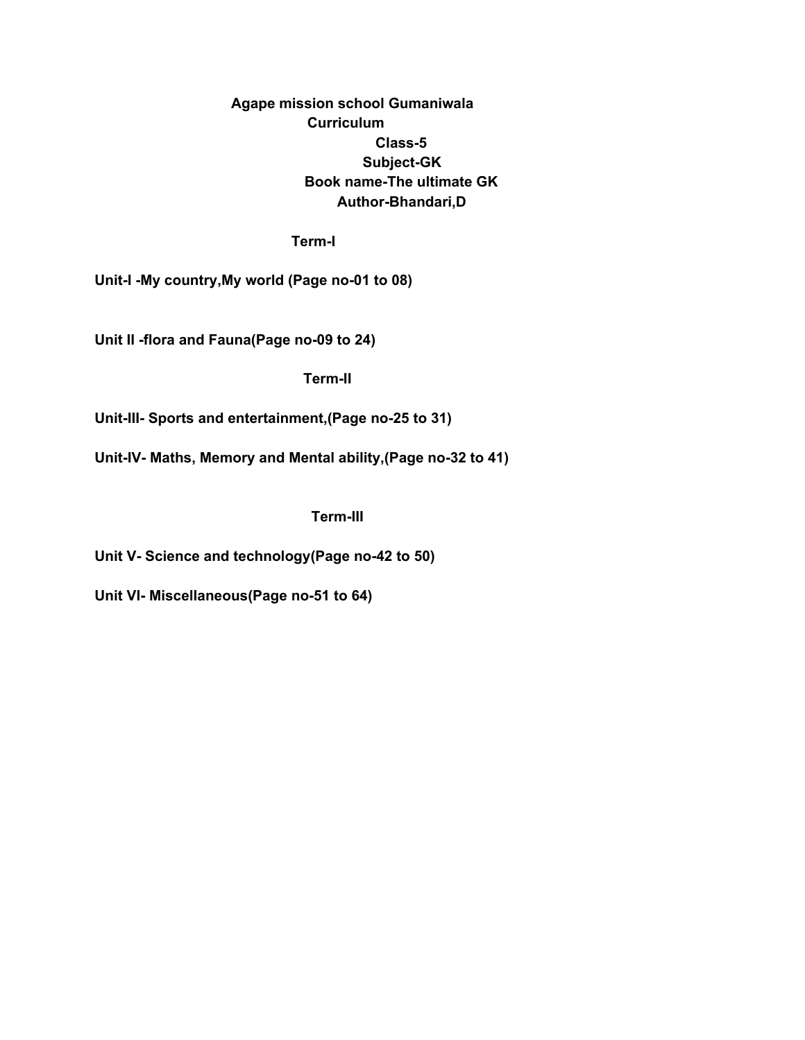# Agape mission school Gumaniwala

## Curriculum

**Class-5**

**Subject-GK**

**Book name-The ultimate GK**

**Author-Bhandari,D**

### Term-I

**Unit-I -My country,My world (Page no-01 to 08)**

**Unit II -flora and Fauna(Page no-09 to 24)**

### Term-II

**Unit-III- Sports and entertainment,(Page no-25 to 31)**

**Unit-IV- Maths, Memory and Mental ability,(Page no-32 to 41)**

### Term-III

**Unit V- Science and technology(Page no-42 to 50)**

**Unit VI- Miscellaneous(Page no-51 to 64)**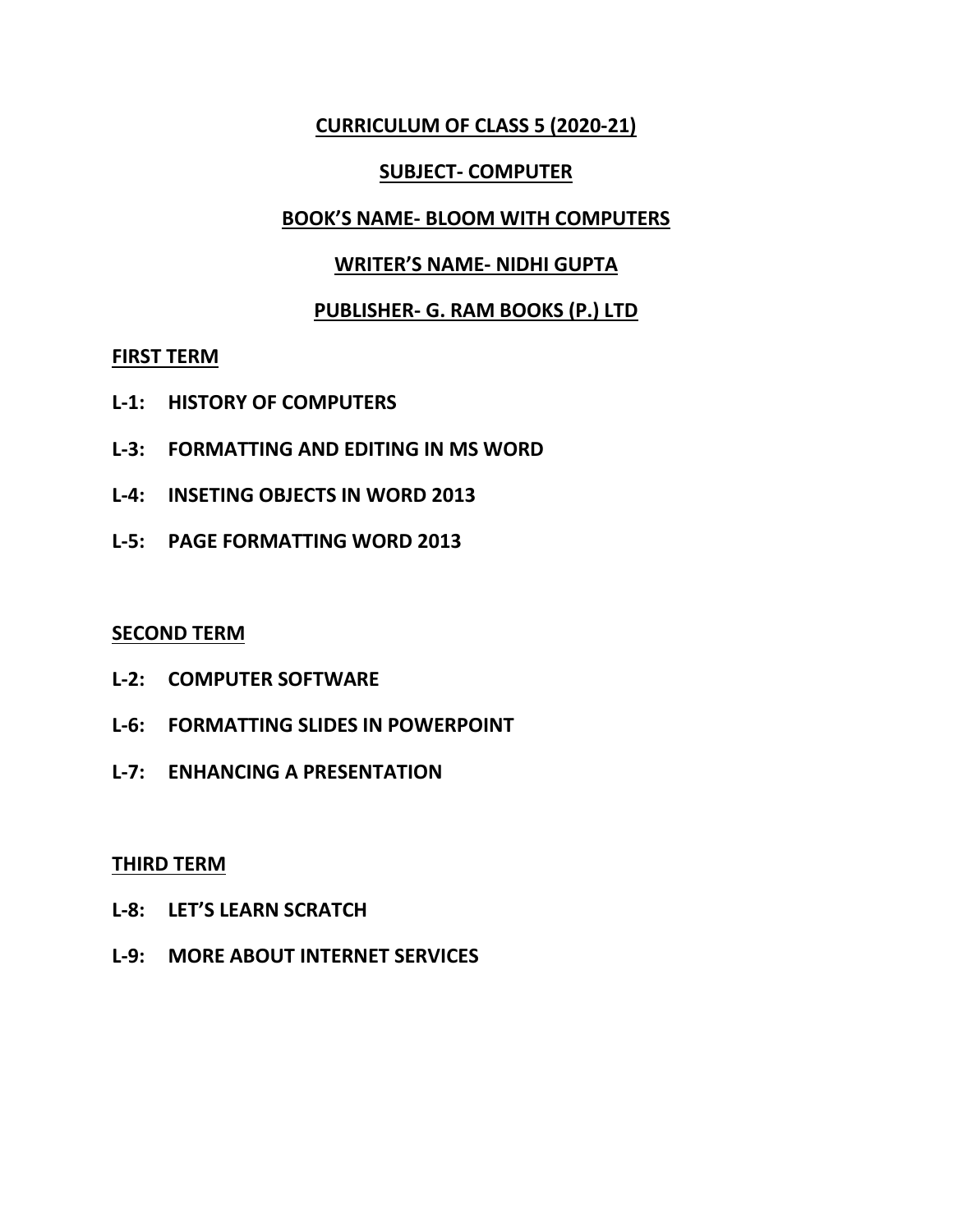# CURRICULUM OF CLASS 5 (2020-21)

## SUBJECT- COMPUTER

## BOOK'S NAME- BLOOM WITH COMPUTERS

## WRITER'S NAME- NIDHI GUPTA

## PUBLISHER- G. RAM BOOKS (P.) LTD

### FIRST TERM

**L-1: HISTORY OF COMPUTERS**

**L-3: FORMATTING AND EDITING IN MS WORD**

**L-4: INSETING OBJECTS IN WORD 2013**

**L-5: PAGE FORMATTING WORD 2013**

### SECOND TERM

**L-2: COMPUTER SOFTWARE**

**L-6: FORMATTING SLIDES IN POWERPOINT**

**L-7: ENHANCING A PRESENTATION**

### THIRD TERM

**L-8: LET'S LEARN SCRATCH**

**L-9: MORE ABOUT INTERNET SERVICES**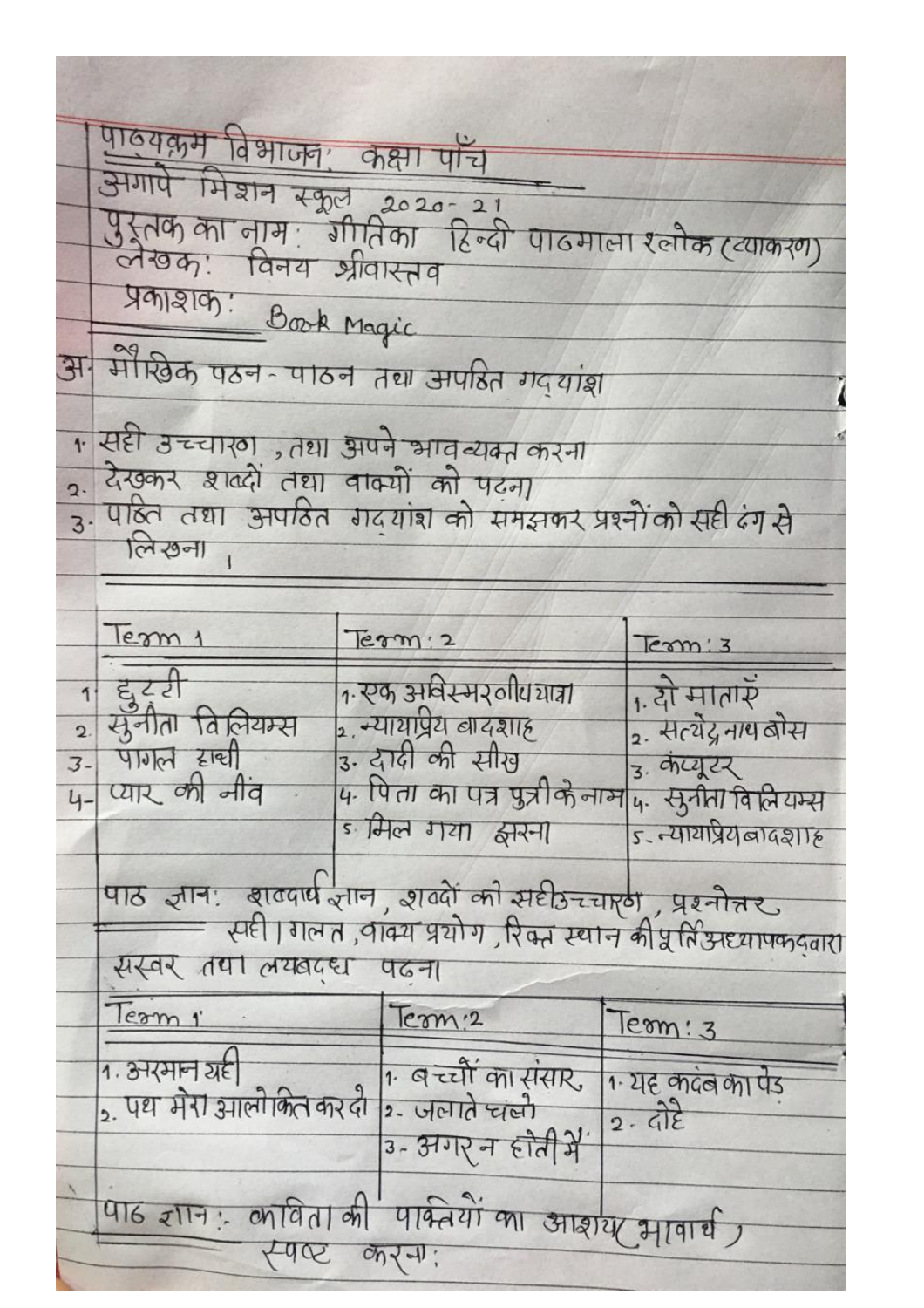पाठ्यक्रम विभाजन: कक्षा पाँच

अगापे मिशन स्कूल 2020-21

पुस्तक का नाम: गीतिका हिन्दी पाठमाला श्लोक (व्याकरण)

लेखक: विनय श्रीवास्तव

प्रकाशक: Book Magic

अ. मौखिक पठन-पाठन तथा अपठित गद्यांश

1. सही उच्चारण, तथा अपने भाव व्यक्त करना
2. देखकर शब्दों तथा वाक्यों को पढ़ना
3. पठित तथा अपठित गद्यांश को समझकर प्रश्नों को सही ढंग से लिखना।

| Term 1 | Term: 2 | Term: 3 |
|---|---|---|
| 1. छुट्टी | 1. एक अविस्मरणीय यात्रा | 1. दो माताएँ |
| 2. सुनीता विलियम्स | 2. न्यायप्रिय बादशाह | 2. सत्येंद्र नाथ बोस |
| 3. पागल हाथी | 3. दादी की सीख | 3. कंप्यूटर |
| 4. प्यार की नींव | 4. पिता का पत्र पुत्री के नाम | 4. सुनीता विलियम्स |
| | 5. मिल गया झरना | 5. न्यायप्रिय बादशाह |

पाठ ज्ञान: शब्दार्थ ज्ञान, शब्दों को सही उच्चारण, प्रश्नोत्तर, सही/गलत, वाक्य प्रयोग, रिक्त स्थान की पूर्ति अध्यापक द्वारा सस्वर तथा लयबद्ध पढ़ना

| Term 1 | Term: 2 | Term: 3 |
|---|---|---|
| 1. अरमान यही | 1. बच्चों का संसार | 1. यह कदंब का पेड़ |
| 2. पथ मेरा आलोकित कर दो | 2. जलाते चलो | 2. दोहे |
| | 3. अगर न होती मैं | |

पाठ ज्ञान:- कविता की पंक्तियों का आशय (भावार्थ) स्पष्ट करना: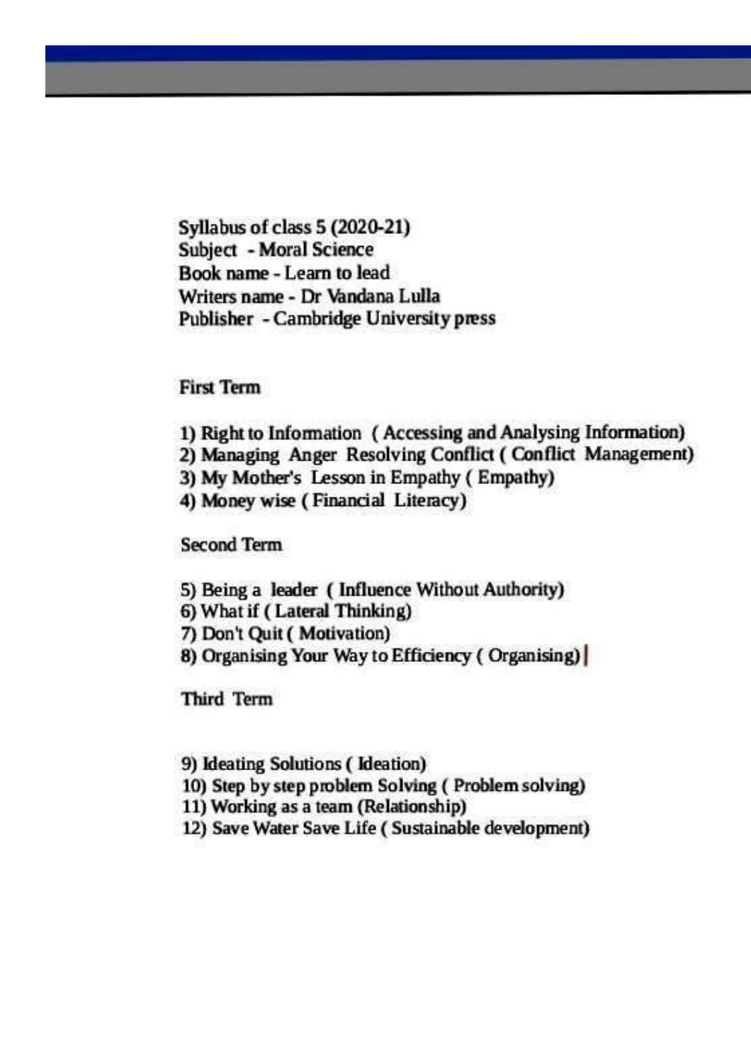Syllabus of class 5 (2020-21)
Subject - Moral Science
Book name - Learn to lead
Writers name - Dr Vandana Lulla
Publisher - Cambridge University press

First Term

1) Right to Information ( Accessing and Analysing Information)
2) Managing Anger Resolving Conflict ( Conflict Management)
3) My Mother's Lesson in Empathy ( Empathy)
4) Money wise ( Financial Literacy)

Second Term

5) Being a leader ( Influence Without Authority)
6) What if ( Lateral Thinking)
7) Don't Quit ( Motivation)
8) Organising Your Way to Efficiency ( Organising)

Third Term

9) Ideating Solutions ( Ideation)
10) Step by step problem Solving ( Problem solving)
11) Working as a team (Relationship)
12) Save Water Save Life ( Sustainable development)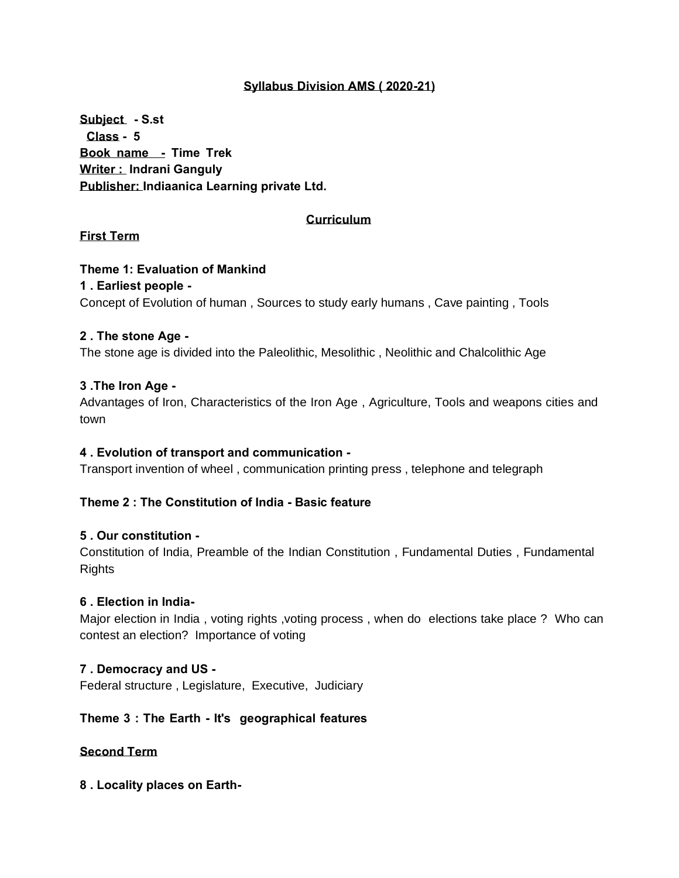**Syllabus Division AMS ( 2020-21)**

**Subject - S.st**
**Class - 5**
**Book name - Time Trek**
**Writer : Indrani Ganguly**
**Publisher: Indiaanica Learning private Ltd.**

## Curriculum

### First Term

**Theme 1: Evaluation of Mankind**

**1 . Earliest people -**
Concept of Evolution of human , Sources to study early humans , Cave painting , Tools

**2 . The stone Age -**
The stone age is divided into the Paleolithic, Mesolithic , Neolithic and Chalcolithic Age

**3 .The Iron Age -**
Advantages of Iron, Characteristics of the Iron Age , Agriculture, Tools and weapons cities and town

**4 . Evolution of transport and communication -**
Transport invention of wheel , communication printing press , telephone and telegraph

**Theme 2 : The Constitution of India - Basic feature**

**5 . Our constitution -**
Constitution of India, Preamble of the Indian Constitution , Fundamental Duties , Fundamental Rights

**6 . Election in India-**
Major election in India , voting rights ,voting process , when do elections take place ? Who can contest an election? Importance of voting

**7 . Democracy and US -**
Federal structure , Legislature, Executive, Judiciary

**Theme 3 : The Earth - It's geographical features**

### Second Term

**8 . Locality places on Earth-**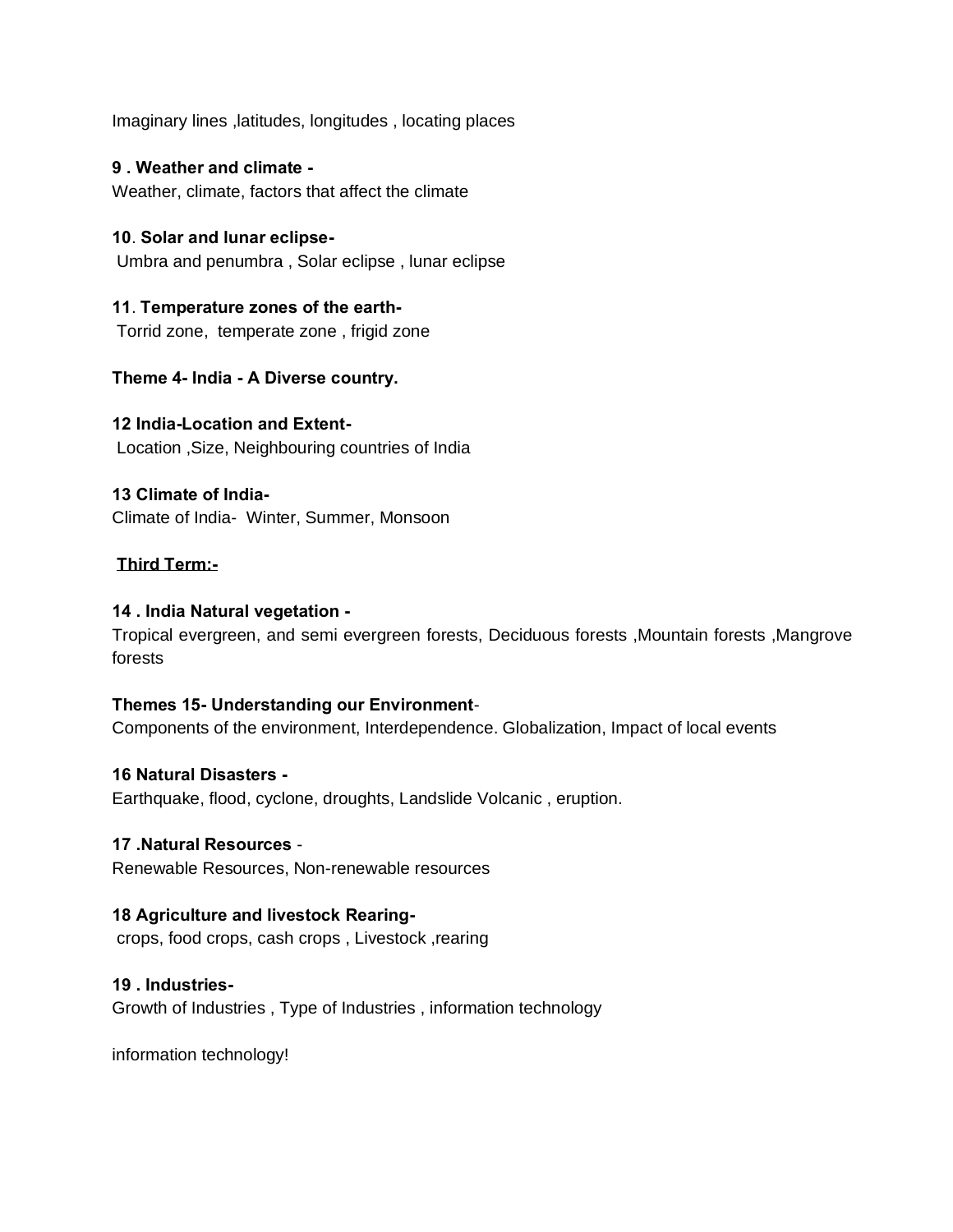Imaginary lines ,latitudes, longitudes , locating places

**9 . Weather and climate -**
Weather, climate, factors that affect the climate

**10**. **Solar and lunar eclipse-**
Umbra and penumbra , Solar eclipse , lunar eclipse

**11**. **Temperature zones of the earth-**
Torrid zone, temperate zone , frigid zone

**Theme 4- India - A Diverse country.**

**12 India-Location and Extent-**
Location ,Size, Neighbouring countries of India

**13 Climate of India-**
Climate of India- Winter, Summer, Monsoon

**<u>Third Term:-</u>**

**14 . India Natural vegetation -**
Tropical evergreen, and semi evergreen forests, Deciduous forests ,Mountain forests ,Mangrove forests

**Themes 15- Understanding our Environment**-
Components of the environment, Interdependence. Globalization, Impact of local events

**16 Natural Disasters -**
Earthquake, flood, cyclone, droughts, Landslide Volcanic , eruption.

**17 .Natural Resources** -
Renewable Resources, Non-renewable resources

**18 Agriculture and livestock Rearing-**
crops, food crops, cash crops , Livestock ,rearing

**19 . Industries-**
Growth of Industries , Type of Industries , information technology

information technology!